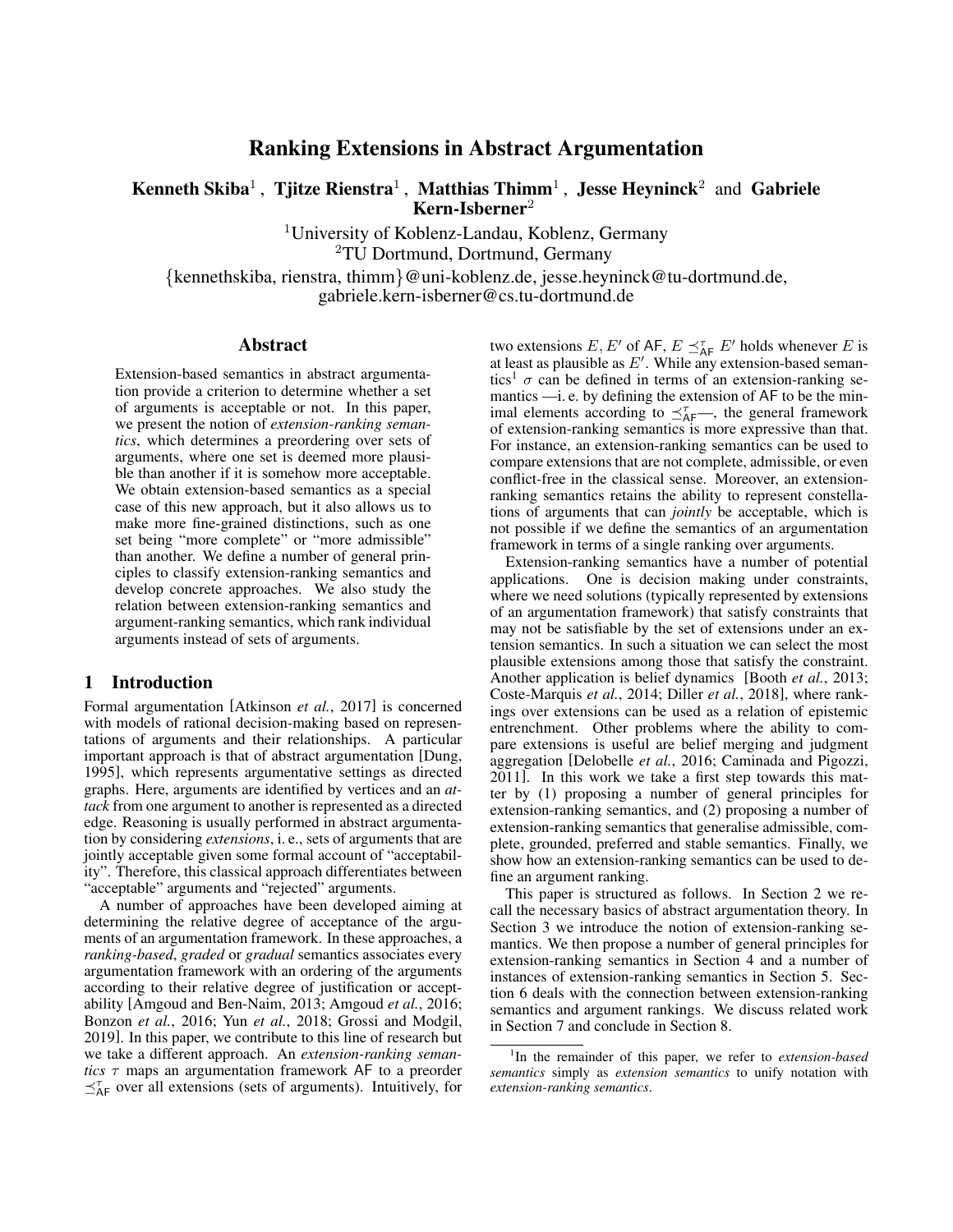# Ranking Extensions in Abstract Argumentation

**Kenneth Skiba**[1], **Tjitze Rienstra**[1], **Matthias Thimm**[1], **Jesse Heyninck**[2] and **Gabriele Kern-Isberner**[2]

[1]University of Koblenz-Landau, Koblenz, Germany
[2]TU Dortmund, Dortmund, Germany

{kennethskiba, rienstra, thimm}@uni-koblenz.de, jesse.heyninck@tu-dortmund.de, gabriele.kern-isberner@cs.tu-dortmund.de

## Abstract

Extension-based semantics in abstract argumentation provide a criterion to determine whether a set of arguments is acceptable or not. In this paper, we present the notion of *extension-ranking semantics*, which determines a preordering over sets of arguments, where one set is deemed more plausible than another if it is somehow more acceptable. We obtain extension-based semantics as a special case of this new approach, but it also allows us to make more fine-grained distinctions, such as one set being "more complete" or "more admissible" than another. We define a number of general principles to classify extension-ranking semantics and develop concrete approaches. We also study the relation between extension-ranking semantics and argument-ranking semantics, which rank individual arguments instead of sets of arguments.

## 1 Introduction

Formal argumentation [Atkinson *et al.*, 2017] is concerned with models of rational decision-making based on representations of arguments and their relationships. A particular important approach is that of abstract argumentation [Dung, 1995], which represents argumentative settings as directed graphs. Here, arguments are identified by vertices and an *attack* from one argument to another is represented as a directed edge. Reasoning is usually performed in abstract argumentation by considering *extensions*, i. e., sets of arguments that are jointly acceptable given some formal account of "acceptability". Therefore, this classical approach differentiates between "acceptable" arguments and "rejected" arguments.

A number of approaches have been developed aiming at determining the relative degree of acceptance of the arguments of an argumentation framework. In these approaches, a *ranking-based*, *graded* or *gradual* semantics associates every argumentation framework with an ordering of the arguments according to their relative degree of justification or acceptability [Amgoud and Ben-Naim, 2013; Amgoud *et al.*, 2016; Bonzon *et al.*, 2016; Yun *et al.*, 2018; Grossi and Modgil, 2019]. In this paper, we contribute to this line of research but we take a different approach. An *extension-ranking semantics* $\tau$ maps an argumentation framework AF to a preorder $\preceq^{\tau}_{\mathsf{AF}}$ over all extensions (sets of arguments). Intuitively, for two extensions $E, E'$ of AF, $E \preceq^{\tau}_{\mathsf{AF}} E'$ holds whenever $E$ is at least as plausible as $E'$. While any extension-based semantics[1] $\sigma$ can be defined in terms of an extension-ranking semantics —i. e. by defining the extension of AF to be the minimal elements according to $\preceq^{\tau}_{\mathsf{AF}}$—, the general framework of extension-ranking semantics is more expressive than that. For instance, an extension-ranking semantics can be used to compare extensions that are not complete, admissible, or even conflict-free in the classical sense. Moreover, an extension-ranking semantics retains the ability to represent constellations of arguments that can *jointly* be acceptable, which is not possible if we define the semantics of an argumentation framework in terms of a single ranking over arguments.

Extension-ranking semantics have a number of potential applications. One is decision making under constraints, where we need solutions (typically represented by extensions of an argumentation framework) that satisfy constraints that may not be satisfiable by the set of extensions under an extension semantics. In such a situation we can select the most plausible extensions among those that satisfy the constraint. Another application is belief dynamics [Booth *et al.*, 2013; Coste-Marquis *et al.*, 2014; Diller *et al.*, 2018], where rankings over extensions can be used as a relation of epistemic entrenchment. Other problems where the ability to compare extensions is useful are belief merging and judgment aggregation [Delobelle *et al.*, 2016; Caminada and Pigozzi, 2011]. In this work we take a first step towards this matter by (1) proposing a number of general principles for extension-ranking semantics, and (2) proposing a number of extension-ranking semantics that generalise admissible, complete, grounded, preferred and stable semantics. Finally, we show how an extension-ranking semantics can be used to define an argument ranking.

This paper is structured as follows. In Section 2 we recall the necessary basics of abstract argumentation theory. In Section 3 we introduce the notion of extension-ranking semantics. We then propose a number of general principles for extension-ranking semantics in Section 4 and a number of instances of extension-ranking semantics in Section 5. Section 6 deals with the connection between extension-ranking semantics and argument rankings. We discuss related work in Section 7 and conclude in Section 8.

[1]In the remainder of this paper, we refer to *extension-based semantics* simply as *extension semantics* to unify notation with *extension-ranking semantics*.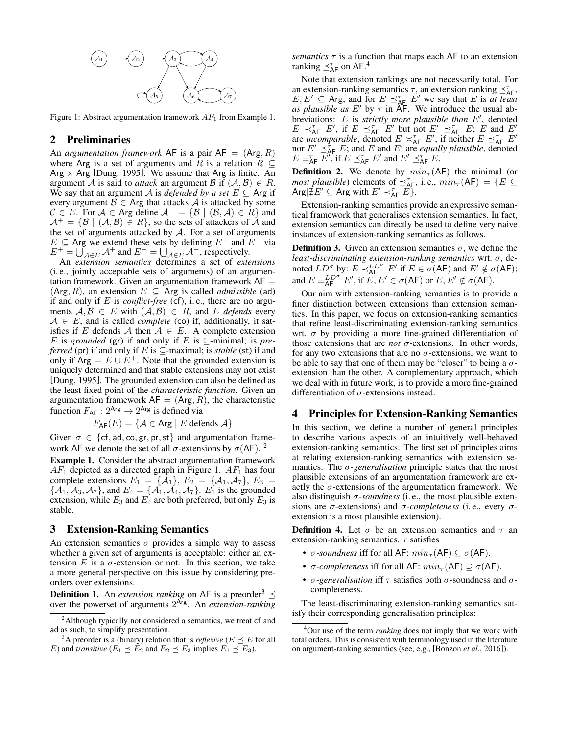Figure 1: Abstract argumentation framework $AF_1$ from Example 1.

## 2 Preliminaries

An *argumentation framework* AF is a pair $\mathsf{AF} = (\mathsf{Arg}, R)$ where Arg is a set of arguments and $R$ is a relation $R \subseteq \mathsf{Arg} \times \mathsf{Arg}$ [Dung, 1995]. We assume that Arg is finite. An argument $\mathcal{A}$ is said to *attack* an argument $\mathcal{B}$ if $(\mathcal{A}, \mathcal{B}) \in R$. We say that an argument $\mathcal{A}$ is *defended by a set* $E \subseteq \mathsf{Arg}$ if every argument $\mathcal{B} \in \mathsf{Arg}$ that attacks $\mathcal{A}$ is attacked by some $\mathcal{C} \in E$. For $\mathcal{A} \in \mathsf{Arg}$ define $\mathcal{A}^- = \{\mathcal{B} \mid (\mathcal{B}, \mathcal{A}) \in R\}$ and $\mathcal{A}^+ = \{\mathcal{B} \mid (\mathcal{A}, \mathcal{B}) \in R\}$, so the sets of attackers of $\mathcal{A}$ and the set of arguments attacked by $\mathcal{A}$. For a set of arguments $E \subseteq \mathsf{Arg}$ we extend these sets by defining $E^+$ and $E^-$ via $E^+ = \bigcup_{\mathcal{A} \in E} \mathcal{A}^+$ and $E^- = \bigcup_{\mathcal{A} \in E} \mathcal{A}^-$, respectively.

An *extension semantics* determines a set of *extensions* (i.e., jointly acceptable sets of arguments) of an argumentation framework. Given an argumentation framework $\mathsf{AF} = (\mathsf{Arg}, R)$, an extension $E \subseteq \mathsf{Arg}$ is called *admissible* (ad) if and only if $E$ is *conflict-free* (cf), i.e., there are no arguments $\mathcal{A}, \mathcal{B} \in E$ with $(\mathcal{A}, \mathcal{B}) \in R$, and $E$ *defends* every $\mathcal{A} \in E$, and is called *complete* (co) if, additionally, it satisfies if $E$ defends $\mathcal{A}$ then $\mathcal{A} \in E$. A complete extension $E$ is *grounded* (gr) if and only if $E$ is $\subseteq$-minimal; is *preferred* (pr) if and only if $E$ is $\subseteq$-maximal; is *stable* (st) if and only if $\mathsf{Arg} = E \cup E^+$. Note that the grounded extension is uniquely determined and that stable extensions may not exist [Dung, 1995]. The grounded extension can also be defined as the least fixed point of the *characteristic function*. Given an argumentation framework $\mathsf{AF} = (\mathsf{Arg}, R)$, the characteristic function $F_{\mathsf{AF}} : 2^{\mathsf{Arg}} \to 2^{\mathsf{Arg}}$ is defined via

$$F_{\mathsf{AF}}(E) = \{\mathcal{A} \in \mathsf{Arg} \mid E \text{ defends } \mathcal{A}\}$$

Given $\sigma \in \{\mathsf{cf}, \mathsf{ad}, \mathsf{co}, \mathsf{gr}, \mathsf{pr}, \mathsf{st}\}$ and argumentation framework AF we denote the set of all $\sigma$-extensions by $\sigma(\mathsf{AF})$. [2]

**Example 1.** Consider the abstract argumentation framework $AF_1$ depicted as a directed graph in Figure 1. $AF_1$ has four complete extensions $E_1 = \{\mathcal{A}_1\}$, $E_2 = \{\mathcal{A}_1, \mathcal{A}_7\}$, $E_3 = \{\mathcal{A}_1, \mathcal{A}_3, \mathcal{A}_7\}$, and $E_4 = \{\mathcal{A}_1, \mathcal{A}_4, \mathcal{A}_7\}$. $E_1$ is the grounded extension, while $E_3$ and $E_4$ are both preferred, but only $E_3$ is stable.

## 3 Extension-Ranking Semantics

An extension semantics $\sigma$ provides a simple way to assess whether a given set of arguments is acceptable: either an extension $E$ is a $\sigma$-extension or not. In this section, we take a more general perspective on this issue by considering preorders over extensions.

**Definition 1.** An *extension ranking* on AF is a preorder[3] $\preceq$ over the powerset of arguments $2^{\mathsf{Arg}}$. An *extension-ranking semantics* $\tau$ is a function that maps each AF to an extension ranking $\preceq^{\tau}_{\mathsf{AF}}$ on AF.[4]

Note that extension rankings are not necessarily total. For an extension-ranking semantics $\tau$, an extension ranking $\preceq^{\tau}_{\mathsf{AF}}$, $E, E' \subseteq \mathsf{Arg}$, and for $E \preceq^{\tau}_{\mathsf{AF}} E'$ we say that $E$ is *at least as plausible as* $E'$ by $\tau$ in AF. We introduce the usual abbreviations: $E$ is *strictly more plausible than* $E'$, denoted $E \prec^{\tau}_{\mathsf{AF}} E'$, if $E \preceq^{\tau}_{\mathsf{AF}} E'$ but not $E' \preceq^{\tau}_{\mathsf{AF}} E$; $E$ and $E'$ are *incomparable*, denoted $E \asymp^{\tau}_{\mathsf{AF}} E'$, if neither $E \preceq^{\tau}_{\mathsf{AF}} E'$ nor $E' \preceq^{\tau}_{\mathsf{AF}} E$; and $E$ and $E'$ are *equally plausible*, denoted $E \equiv^{\tau}_{\mathsf{AF}} E'$, if $E \preceq^{\tau}_{\mathsf{AF}} E'$ and $E' \preceq^{\tau}_{\mathsf{AF}} E$.

**Definition 2.** We denote by $min_{\tau}(\mathsf{AF})$ the minimal (or *most plausible*) elements of $\preceq^{\tau}_{\mathsf{AF}}$, i.e., $min_{\tau}(\mathsf{AF}) = \{E \subseteq \mathsf{Arg} \mid \nexists E' \subseteq \mathsf{Arg} \text{ with } E' \prec^{\tau}_{\mathsf{AF}} E\}$.

Extension-ranking semantics provide an expressive semantical framework that generalises extension semantics. In fact, extension semantics can directly be used to define very naive instances of extension-ranking semantics as follows.

**Definition 3.** Given an extension semantics $\sigma$, we define the *least-discriminating extension-ranking semantics* wrt. $\sigma$, denoted $LD^{\sigma}$ by: $E \prec^{LD^{\sigma}}_{\mathsf{AF}} E'$ if $E \in \sigma(\mathsf{AF})$ and $E' \notin \sigma(\mathsf{AF})$; and $E \equiv^{LD^{\sigma}}_{\mathsf{AF}} E'$, if $E, E' \in \sigma(\mathsf{AF})$ or $E, E' \notin \sigma(\mathsf{AF})$.

Our aim with extension-ranking semantics is to provide a finer distinction between extensions than extension semantics. In this paper, we focus on extension-ranking semantics that refine least-discriminating extension-ranking semantics wrt. $\sigma$ by providing a more fine-grained differentiation of those extensions that are *not* $\sigma$-extensions. In other words, for any two extensions that are no $\sigma$-extensions, we want to be able to say that one of them may be "closer" to being a $\sigma$-extension than the other. A complementary approach, which we deal with in future work, is to provide a more fine-grained differentiation of $\sigma$-extensions instead.

## 4 Principles for Extension-Ranking Semantics

In this section, we define a number of general principles to describe various aspects of an intuitively well-behaved extension-ranking semantics. The first set of principles aims at relating extension-ranking semantics with extension semantics. The *$\sigma$-generalisation* principle states that the most plausible extensions of an argumentation framework are exactly the $\sigma$-extensions of the argumentation framework. We also distinguish *$\sigma$-soundness* (i.e., the most plausible extensions are $\sigma$-extensions) and *$\sigma$-completeness* (i.e., every $\sigma$-extension is a most plausible extension).

**Definition 4.** Let $\sigma$ be an extension semantics and $\tau$ an extension-ranking semantics. $\tau$ satisfies

- *$\sigma$-soundness* iff for all AF: $min_{\tau}(\mathsf{AF}) \subseteq \sigma(\mathsf{AF})$.
- *$\sigma$-completeness* iff for all AF: $min_{\tau}(\mathsf{AF}) \supseteq \sigma(\mathsf{AF})$.
- *$\sigma$-generalisation* iff $\tau$ satisfies both $\sigma$-soundness and $\sigma$-completeness.

The least-discriminating extension-ranking semantics satisfy their corresponding generalisation principles:

---

[2] Although typically not considered a semantics, we treat cf and ad as such, to simplify presentation.

[3] A preorder is a (binary) relation that is *reflexive* ($E \preceq E$ for all $E$) and *transitive* ($E_1 \preceq E_2$ and $E_2 \preceq E_3$ implies $E_1 \preceq E_3$).

[4] Our use of the term *ranking* does not imply that we work with total orders. This is consistent with terminology used in the literature on argument-ranking semantics (see, e.g., [Bonzon *et al.*, 2016]).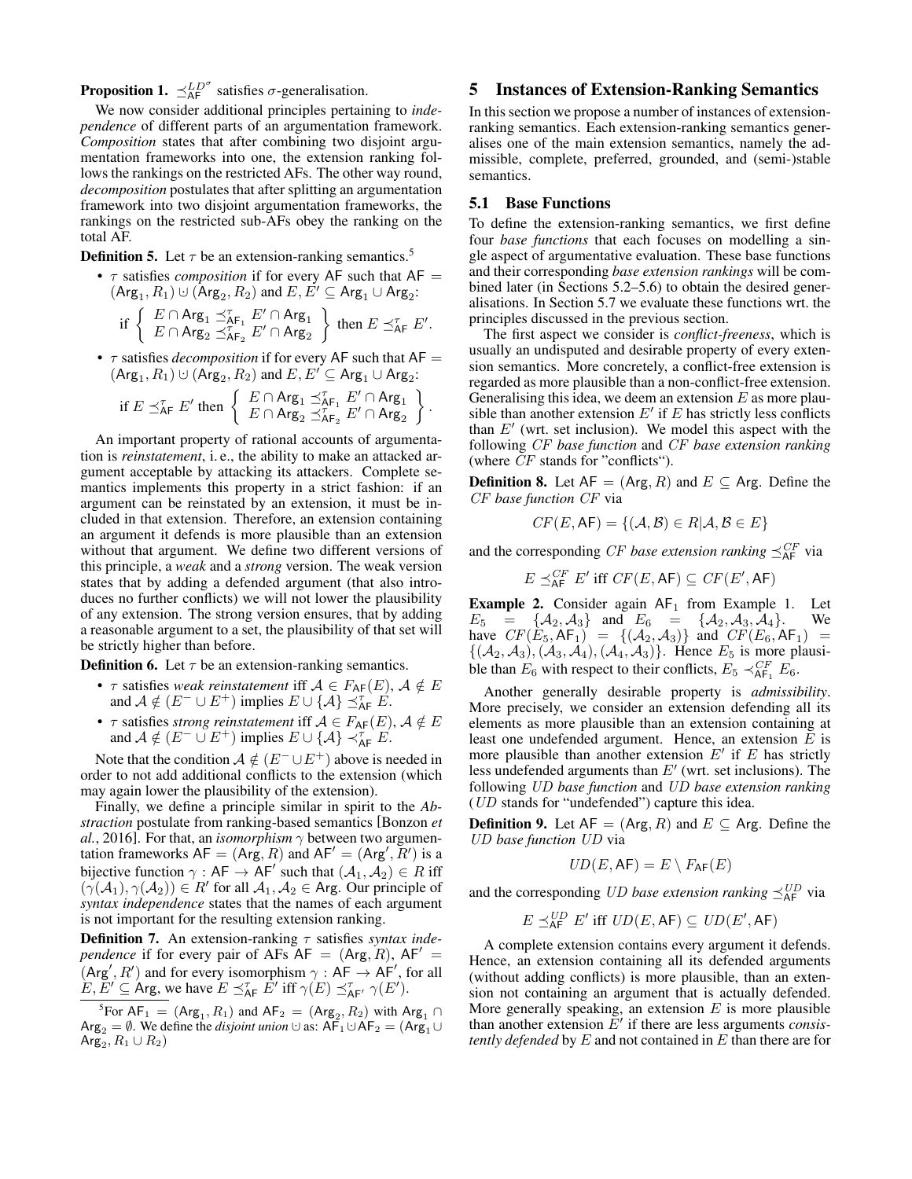**Proposition 1.** $\preceq_{\mathsf{AF}}^{LD^{\sigma}}$ satisfies $\sigma$-generalisation.

We now consider additional principles pertaining to *independence* of different parts of an argumentation framework. *Composition* states that after combining two disjoint argumentation frameworks into one, the extension ranking follows the rankings on the restricted AFs. The other way round, *decomposition* postulates that after splitting an argumentation framework into two disjoint argumentation frameworks, the rankings on the restricted sub-AFs obey the ranking on the total AF.

**Definition 5.** Let $\tau$ be an extension-ranking semantics.[5]

- $\tau$ satisfies *composition* if for every $\mathsf{AF}$ such that $\mathsf{AF} = (\mathsf{Arg}_1, R_1) \uplus (\mathsf{Arg}_2, R_2)$ and $E, E' \subseteq \mathsf{Arg}_1 \cup \mathsf{Arg}_2$:
$$\text{if } \left\{ \begin{array}{l} E \cap \mathsf{Arg}_1 \preceq^{\tau}_{\mathsf{AF}_1} E' \cap \mathsf{Arg}_1 \\ E \cap \mathsf{Arg}_2 \preceq^{\tau}_{\mathsf{AF}_2} E' \cap \mathsf{Arg}_2 \end{array} \right\} \text{ then } E \preceq^{\tau}_{\mathsf{AF}} E'.$$
- $\tau$ satisfies *decomposition* if for every $\mathsf{AF}$ such that $\mathsf{AF} = (\mathsf{Arg}_1, R_1) \uplus (\mathsf{Arg}_2, R_2)$ and $E, E' \subseteq \mathsf{Arg}_1 \cup \mathsf{Arg}_2$:
$$\text{if } E \preceq^{\tau}_{\mathsf{AF}} E' \text{ then } \left\{ \begin{array}{l} E \cap \mathsf{Arg}_1 \preceq^{\tau}_{\mathsf{AF}_1} E' \cap \mathsf{Arg}_1 \\ E \cap \mathsf{Arg}_2 \preceq^{\tau}_{\mathsf{AF}_2} E' \cap \mathsf{Arg}_2 \end{array} \right\}.$$

An important property of rational accounts of argumentation is *reinstatement*, i. e., the ability to make an attacked argument acceptable by attacking its attackers. Complete semantics implements this property in a strict fashion: if an argument can be reinstated by an extension, it must be included in that extension. Therefore, an extension containing an argument it defends is more plausible than an extension without that argument. We define two different versions of this principle, a *weak* and a *strong* version. The weak version states that by adding a defended argument (that also introduces no further conflicts) we will not lower the plausibility of any extension. The strong version ensures, that by adding a reasonable argument to a set, the plausibility of that set will be strictly higher than before.

**Definition 6.** Let $\tau$ be an extension-ranking semantics.

- $\tau$ satisfies *weak reinstatement* iff $\mathcal{A} \in F_{\mathsf{AF}}(E)$, $\mathcal{A} \notin E$ and $\mathcal{A} \notin (E^- \cup E^+)$ implies $E \cup \{\mathcal{A}\} \preceq^{\tau}_{\mathsf{AF}} E$.
- $\tau$ satisfies *strong reinstatement* iff $\mathcal{A} \in F_{\mathsf{AF}}(E)$, $\mathcal{A} \notin E$ and $\mathcal{A} \notin (E^- \cup E^+)$ implies $E \cup \{\mathcal{A}\} \prec^{\tau}_{\mathsf{AF}} E$.

Note that the condition $\mathcal{A} \notin (E^- \cup E^+)$ above is needed in order to not add additional conflicts to the extension (which may again lower the plausibility of the extension).

Finally, we define a principle similar in spirit to the *Abstraction* postulate from ranking-based semantics [Bonzon *et al.*, 2016]. For that, an *isomorphism* $\gamma$ between two argumentation frameworks $\mathsf{AF} = (\mathsf{Arg}, R)$ and $\mathsf{AF}' = (\mathsf{Arg}', R')$ is a bijective function $\gamma : \mathsf{AF} \to \mathsf{AF}'$ such that $(\mathcal{A}_1, \mathcal{A}_2) \in R$ iff $(\gamma(\mathcal{A}_1), \gamma(\mathcal{A}_2)) \in R'$ for all $\mathcal{A}_1, \mathcal{A}_2 \in \mathsf{Arg}$. Our principle of *syntax independence* states that the names of each argument is not important for the resulting extension ranking.

**Definition 7.** An extension-ranking $\tau$ satisfies *syntax independence* if for every pair of AFs $\mathsf{AF} = (\mathsf{Arg}, R)$, $\mathsf{AF}' = (\mathsf{Arg}', R')$ and for every isomorphism $\gamma : \mathsf{AF} \to \mathsf{AF}'$, for all $E, E' \subseteq \mathsf{Arg}$, we have $E \preceq^{\tau}_{\mathsf{AF}} E'$ iff $\gamma(E) \preceq^{\tau}_{\mathsf{AF}'} \gamma(E')$.

[5] For $\mathsf{AF}_1 = (\mathsf{Arg}_1, R_1)$ and $\mathsf{AF}_2 = (\mathsf{Arg}_2, R_2)$ with $\mathsf{Arg}_1 \cap \mathsf{Arg}_2 = \emptyset$. We define the *disjoint union* $\uplus$ as: $\mathsf{AF}_1 \uplus \mathsf{AF}_2 = (\mathsf{Arg}_1 \cup \mathsf{Arg}_2, R_1 \cup R_2)$

# 5 Instances of Extension-Ranking Semantics

In this section we propose a number of instances of extension-ranking semantics. Each extension-ranking semantics generalises one of the main extension semantics, namely the admissible, complete, preferred, grounded, and (semi-)stable semantics.

## 5.1 Base Functions

To define the extension-ranking semantics, we first define four *base functions* that each focuses on modelling a single aspect of argumentative evaluation. These base functions and their corresponding *base extension rankings* will be combined later (in Sections 5.2–5.6) to obtain the desired generalisations. In Section 5.7 we evaluate these functions wrt. the principles discussed in the previous section.

The first aspect we consider is *conflict-freeness*, which is usually an undisputed and desirable property of every extension semantics. More concretely, a conflict-free extension is regarded as more plausible than a non-conflict-free extension. Generalising this idea, we deem an extension $E$ as more plausible than another extension $E'$ if $E$ has strictly less conflicts than $E'$ (wrt. set inclusion). We model this aspect with the following $CF$ *base function* and $CF$ *base extension ranking* (where $CF$ stands for "conflicts").

**Definition 8.** Let $\mathsf{AF} = (\mathsf{Arg}, R)$ and $E \subseteq \mathsf{Arg}$. Define the $CF$ *base function* $CF$ via

$$CF(E, \mathsf{AF}) = \{(\mathcal{A}, \mathcal{B}) \in R | \mathcal{A}, \mathcal{B} \in E\}$$

and the corresponding $CF$ *base extension ranking* $\preceq^{CF}_{\mathsf{AF}}$ via

$$E \preceq^{CF}_{\mathsf{AF}} E' \text{ iff } CF(E, \mathsf{AF}) \subseteq CF(E', \mathsf{AF})$$

**Example 2.** Consider again $\mathsf{AF}_1$ from Example 1. Let $E_5 = \{\mathcal{A}_2, \mathcal{A}_3\}$ and $E_6 = \{\mathcal{A}_2, \mathcal{A}_3, \mathcal{A}_4\}$. We have $CF(E_5, \mathsf{AF}_1) = \{(\mathcal{A}_2, \mathcal{A}_3)\}$ and $CF(E_6, \mathsf{AF}_1) = \{(\mathcal{A}_2, \mathcal{A}_3), (\mathcal{A}_3, \mathcal{A}_4), (\mathcal{A}_4, \mathcal{A}_3)\}$. Hence $E_5$ is more plausible than $E_6$ with respect to their conflicts, $E_5 \prec^{CF}_{\mathsf{AF}_1} E_6$.

Another generally desirable property is *admissibility*. More precisely, we consider an extension defending all its elements as more plausible than an extension containing at least one undefended argument. Hence, an extension $E$ is more plausible than another extension $E'$ if $E$ has strictly less undefended arguments than $E'$ (wrt. set inclusions). The following $UD$ *base function* and $UD$ *base extension ranking* ($UD$ stands for "undefended") capture this idea.

**Definition 9.** Let $\mathsf{AF} = (\mathsf{Arg}, R)$ and $E \subseteq \mathsf{Arg}$. Define the $UD$ *base function* $UD$ via

$$UD(E, \mathsf{AF}) = E \setminus F_{\mathsf{AF}}(E)$$

and the corresponding $UD$ *base extension ranking* $\preceq^{UD}_{\mathsf{AF}}$ via

$$E \preceq^{UD}_{\mathsf{AF}} E' \text{ iff } UD(E, \mathsf{AF}) \subseteq UD(E', \mathsf{AF})$$

A complete extension contains every argument it defends. Hence, an extension containing all its defended arguments (without adding conflicts) is more plausible, than an extension not containing an argument that is actually defended. More generally speaking, an extension $E$ is more plausible than another extension $E'$ if there are less arguments *consistently defended* by $E$ and not contained in $E$ than there are for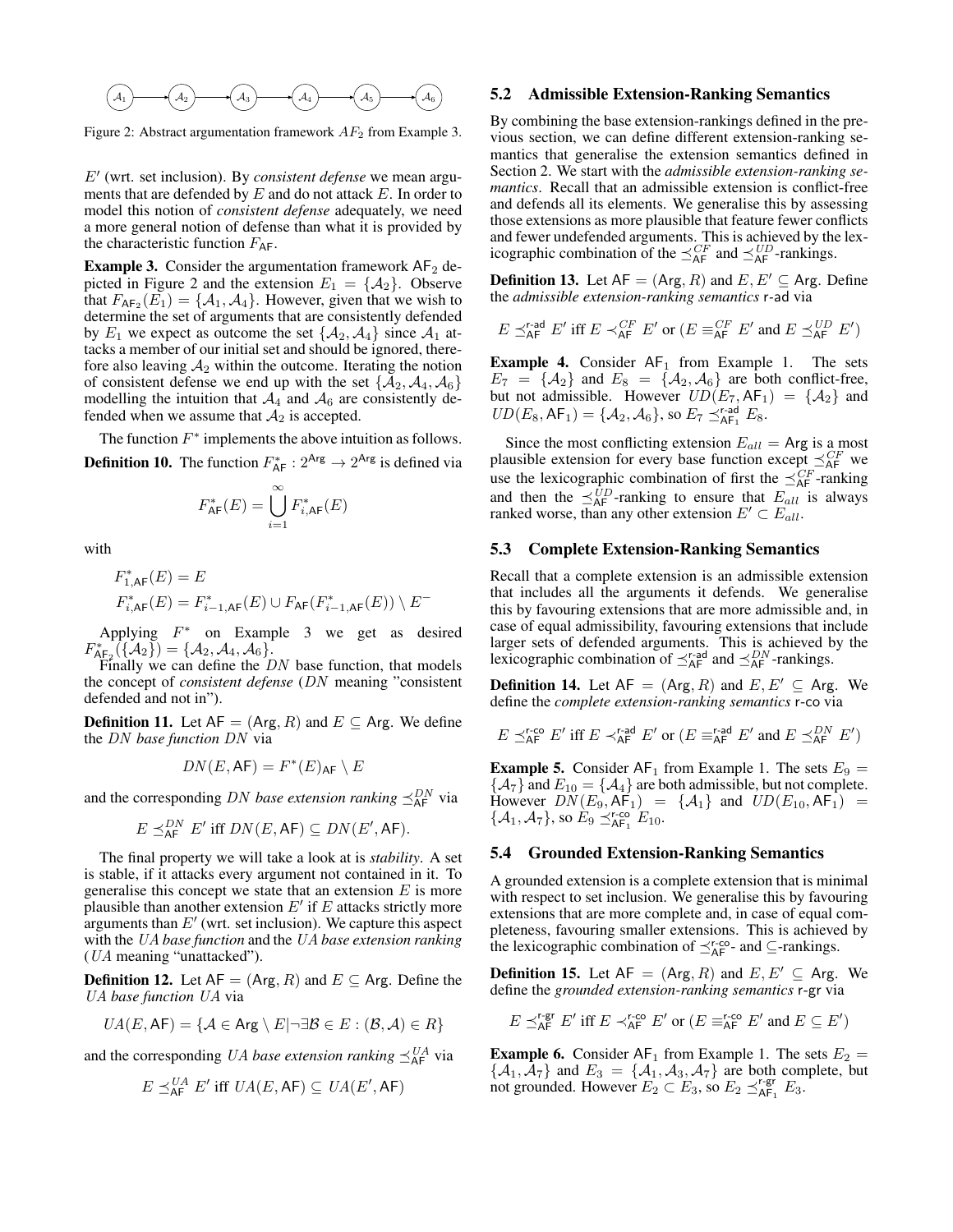Figure 2: Abstract argumentation framework $AF_2$ from Example 3.

$E'$ (wrt. set inclusion). By *consistent defense* we mean arguments that are defended by $E$ and do not attack $E$. In order to model this notion of *consistent defense* adequately, we need a more general notion of defense than what it is provided by the characteristic function $F_{\mathsf{AF}}$.

**Example 3.** Consider the argumentation framework $\mathsf{AF}_2$ depicted in Figure 2 and the extension $E_1 = \{\mathcal{A}_2\}$. Observe that $F_{\mathsf{AF}_2}(E_1) = \{\mathcal{A}_1, \mathcal{A}_4\}$. However, given that we wish to determine the set of arguments that are consistently defended by $E_1$ we expect as outcome the set $\{\mathcal{A}_2, \mathcal{A}_4\}$ since $\mathcal{A}_1$ attacks a member of our initial set and should be ignored, therefore also leaving $\mathcal{A}_2$ within the outcome. Iterating the notion of consistent defense we end up with the set $\{\mathcal{A}_2, \mathcal{A}_4, \mathcal{A}_6\}$ modelling the intuition that $\mathcal{A}_4$ and $\mathcal{A}_6$ are consistently defended when we assume that $\mathcal{A}_2$ is accepted.

The function $F^*$ implements the above intuition as follows.

**Definition 10.** The function $F^*_{\mathsf{AF}} : 2^{\mathsf{Arg}} \to 2^{\mathsf{Arg}}$ is defined via

$$F^*_{\mathsf{AF}}(E) = \bigcup_{i=1}^{\infty} F^*_{i,\mathsf{AF}}(E)$$

with

$$F^*_{1,\mathsf{AF}}(E) = E$$
$$F^*_{i,\mathsf{AF}}(E) = F^*_{i-1,\mathsf{AF}}(E) \cup F_{\mathsf{AF}}(F^*_{i-1,\mathsf{AF}}(E)) \setminus E^-$$

Applying $F^*$ on Example 3 we get as desired $F^*_{\mathsf{AF}_2}(\{\mathcal{A}_2\}) = \{\mathcal{A}_2, \mathcal{A}_4, \mathcal{A}_6\}$.

Finally we can define the $DN$ base function, that models the concept of *consistent defense* ($DN$ meaning "consistent defended and not in").

**Definition 11.** Let $\mathsf{AF} = (\mathsf{Arg}, R)$ and $E \subseteq \mathsf{Arg}$. We define the $DN$ *base function* $DN$ via

$$DN(E, \mathsf{AF}) = F^*(E)_{\mathsf{AF}} \setminus E$$

and the corresponding $DN$ *base extension ranking* $\preceq^{DN}_{\mathsf{AF}}$ via

$$E \preceq^{DN}_{\mathsf{AF}} E' \text{ iff } DN(E, \mathsf{AF}) \subseteq DN(E', \mathsf{AF}).$$

The final property we will take a look at is *stability*. A set is stable, if it attacks every argument not contained in it. To generalise this concept we state that an extension $E$ is more plausible than another extension $E'$ if $E$ attacks strictly more arguments than $E'$ (wrt. set inclusion). We capture this aspect with the $UA$ *base function* and the $UA$ *base extension ranking* ($UA$ meaning "unattacked").

**Definition 12.** Let $\mathsf{AF} = (\mathsf{Arg}, R)$ and $E \subseteq \mathsf{Arg}$. Define the $UA$ *base function* $UA$ via

$$UA(E, \mathsf{AF}) = \{\mathcal{A} \in \mathsf{Arg} \setminus E | \neg\exists \mathcal{B} \in E : (\mathcal{B}, \mathcal{A}) \in R\}$$

and the corresponding $UA$ *base extension ranking* $\preceq^{UA}_{\mathsf{AF}}$ via

$$E \preceq^{UA}_{\mathsf{AF}} E' \text{ iff } UA(E, \mathsf{AF}) \subseteq UA(E', \mathsf{AF})$$

## 5.2 Admissible Extension-Ranking Semantics

By combining the base extension-rankings defined in the previous section, we can define different extension-ranking semantics that generalise the extension semantics defined in Section 2. We start with the *admissible extension-ranking semantics*. Recall that an admissible extension is conflict-free and defends all its elements. We generalise this by assessing those extensions as more plausible that feature fewer conflicts and fewer undefended arguments. This is achieved by the lexicographic combination of the $\preceq^{CF}_{\mathsf{AF}}$ and $\preceq^{UD}_{\mathsf{AF}}$-rankings.

**Definition 13.** Let $\mathsf{AF} = (\mathsf{Arg}, R)$ and $E, E' \subseteq \mathsf{Arg}$. Define the *admissible extension-ranking semantics* r-ad via

$$E \preceq^{\mathsf{r\text{-}ad}}_{\mathsf{AF}} E' \text{ iff } E \prec^{CF}_{\mathsf{AF}} E' \text{ or } (E \equiv^{CF}_{\mathsf{AF}} E' \text{ and } E \preceq^{UD}_{\mathsf{AF}} E')$$

**Example 4.** Consider $\mathsf{AF}_1$ from Example 1. The sets $E_7 = \{\mathcal{A}_2\}$ and $E_8 = \{\mathcal{A}_2, \mathcal{A}_6\}$ are both conflict-free, but not admissible. However $UD(E_7, \mathsf{AF}_1) = \{\mathcal{A}_2\}$ and $UD(E_8, \mathsf{AF}_1) = \{\mathcal{A}_2, \mathcal{A}_6\}$, so $E_7 \preceq^{\mathsf{r\text{-}ad}}_{\mathsf{AF}_1} E_8$.

Since the most conflicting extension $E_{all} = \mathsf{Arg}$ is a most plausible extension for every base function except $\preceq^{CF}_{\mathsf{AF}}$ we use the lexicographic combination of first the $\preceq^{CF}_{\mathsf{AF}}$-ranking and then the $\preceq^{UD}_{\mathsf{AF}}$-ranking to ensure that $E_{all}$ is always ranked worse, than any other extension $E' \subset E_{all}$.

## 5.3 Complete Extension-Ranking Semantics

Recall that a complete extension is an admissible extension that includes all the arguments it defends. We generalise this by favouring extensions that are more admissible and, in case of equal admissibility, favouring extensions that include larger sets of defended arguments. This is achieved by the lexicographic combination of $\preceq^{\mathsf{r\text{-}ad}}_{\mathsf{AF}}$ and $\preceq^{DN}_{\mathsf{AF}}$-rankings.

**Definition 14.** Let $\mathsf{AF} = (\mathsf{Arg}, R)$ and $E, E' \subseteq \mathsf{Arg}$. We define the *complete extension-ranking semantics* r-co via

$$E \preceq^{\mathsf{r\text{-}co}}_{\mathsf{AF}} E' \text{ iff } E \prec^{\mathsf{r\text{-}ad}}_{\mathsf{AF}} E' \text{ or } (E \equiv^{\mathsf{r\text{-}ad}}_{\mathsf{AF}} E' \text{ and } E \preceq^{DN}_{\mathsf{AF}} E')$$

**Example 5.** Consider $\mathsf{AF}_1$ from Example 1. The sets $E_9 = \{\mathcal{A}_7\}$ and $E_{10} = \{\mathcal{A}_4\}$ are both admissible, but not complete. However $DN(E_9, \mathsf{AF}_1) = \{\mathcal{A}_1\}$ and $UD(E_{10}, \mathsf{AF}_1) = \{\mathcal{A}_1, \mathcal{A}_7\}$, so $E_9 \preceq^{\mathsf{r\text{-}co}}_{\mathsf{AF}_1} E_{10}$.

## 5.4 Grounded Extension-Ranking Semantics

A grounded extension is a complete extension that is minimal with respect to set inclusion. We generalise this by favouring extensions that are more complete and, in case of equal completeness, favouring smaller extensions. This is achieved by the lexicographic combination of $\preceq^{\mathsf{r\text{-}co}}_{\mathsf{AF}}$- and $\subseteq$-rankings.

**Definition 15.** Let $\mathsf{AF} = (\mathsf{Arg}, R)$ and $E, E' \subseteq \mathsf{Arg}$. We define the *grounded extension-ranking semantics* r-gr via

$$E \preceq^{\mathsf{r\text{-}gr}}_{\mathsf{AF}} E' \text{ iff } E \prec^{\mathsf{r\text{-}co}}_{\mathsf{AF}} E' \text{ or } (E \equiv^{\mathsf{r\text{-}co}}_{\mathsf{AF}} E' \text{ and } E \subseteq E')$$

**Example 6.** Consider $\mathsf{AF}_1$ from Example 1. The sets $E_2 = \{\mathcal{A}_1, \mathcal{A}_7\}$ and $E_3 = \{\mathcal{A}_1, \mathcal{A}_3, \mathcal{A}_7\}$ are both complete, but not grounded. However $E_2 \subset E_3$, so $E_2 \preceq^{\mathsf{r\text{-}gr}}_{\mathsf{AF}_1} E_3$.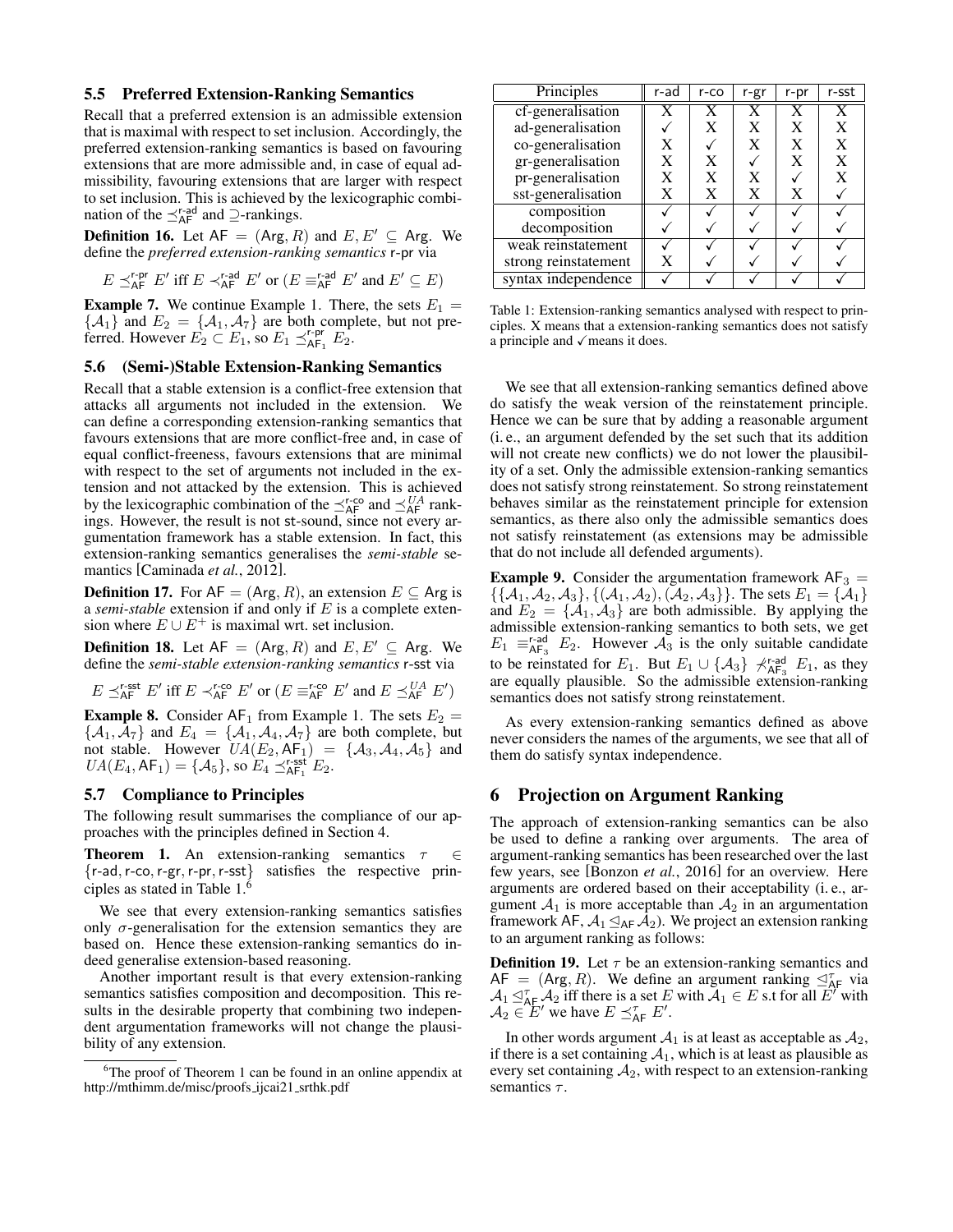### 5.5 Preferred Extension-Ranking Semantics

Recall that a preferred extension is an admissible extension that is maximal with respect to set inclusion. Accordingly, the preferred extension-ranking semantics is based on favouring extensions that are more admissible and, in case of equal admissibility, favouring extensions that are larger with respect to set inclusion. This is achieved by the lexicographic combination of the $\preceq^{\text{r-ad}}_{\text{AF}}$ and $\supseteq$-rankings.

**Definition 16.** Let $\text{AF} = (\text{Arg}, R)$ and $E, E' \subseteq \text{Arg}$. We define the *preferred extension-ranking semantics* r-pr via

$$E \preceq^{\text{r-pr}}_{\text{AF}} E' \text{ iff } E \prec^{\text{r-ad}}_{\text{AF}} E' \text{ or } (E \equiv^{\text{r-ad}}_{\text{AF}} E' \text{ and } E' \subseteq E)$$

**Example 7.** We continue Example 1. There, the sets $E_1 = \{\mathcal{A}_1\}$ and $E_2 = \{\mathcal{A}_1, \mathcal{A}_7\}$ are both complete, but not preferred. However $E_2 \subset E_1$, so $E_1 \preceq^{\text{r-pr}}_{\text{AF}_1} E_2$.

### 5.6 (Semi-)Stable Extension-Ranking Semantics

Recall that a stable extension is a conflict-free extension that attacks all arguments not included in the extension. We can define a corresponding extension-ranking semantics that favours extensions that are more conflict-free and, in case of equal conflict-freeness, favours extensions that are minimal with respect to the set of arguments not included in the extension and not attacked by the extension. This is achieved by the lexicographic combination of the $\preceq^{\text{r-co}}_{\text{AF}}$ and $\preceq^{UA}_{\text{AF}}$ rankings. However, the result is not st-sound, since not every argumentation framework has a stable extension. In fact, this extension-ranking semantics generalises the *semi-stable* semantics [Caminada *et al.*, 2012].

**Definition 17.** For $\text{AF} = (\text{Arg}, R)$, an extension $E \subseteq \text{Arg}$ is a *semi-stable* extension if and only if $E$ is a complete extension where $E \cup E^+$ is maximal wrt. set inclusion.

**Definition 18.** Let $\text{AF} = (\text{Arg}, R)$ and $E, E' \subseteq \text{Arg}$. We define the *semi-stable extension-ranking semantics* r-sst via

$$E \preceq^{\text{r-sst}}_{\text{AF}} E' \text{ iff } E \prec^{\text{r-co}}_{\text{AF}} E' \text{ or } (E \equiv^{\text{r-co}}_{\text{AF}} E' \text{ and } E \preceq^{UA}_{\text{AF}} E')$$

**Example 8.** Consider $\text{AF}_1$ from Example 1. The sets $E_2 = \{\mathcal{A}_1, \mathcal{A}_7\}$ and $E_4 = \{\mathcal{A}_1, \mathcal{A}_4, \mathcal{A}_7\}$ are both complete, but not stable. However $UA(E_2, \text{AF}_1) = \{\mathcal{A}_3, \mathcal{A}_4, \mathcal{A}_5\}$ and $UA(E_4, \text{AF}_1) = \{\mathcal{A}_5\}$, so $E_4 \preceq^{\text{r-sst}}_{\text{AF}_1} E_2$.

### 5.7 Compliance to Principles

The following result summarises the compliance of our approaches with the principles defined in Section 4.

**Theorem 1.** An extension-ranking semantics $\tau \in \{\text{r-ad}, \text{r-co}, \text{r-gr}, \text{r-pr}, \text{r-sst}\}$ satisfies the respective principles as stated in Table 1.[6]

We see that every extension-ranking semantics satisfies only $\sigma$-generalisation for the extension semantics they are based on. Hence these extension-ranking semantics do indeed generalise extension-based reasoning.

Another important result is that every extension-ranking semantics satisfies composition and decomposition. This results in the desirable property that combining two independent argumentation frameworks will not change the plausibility of any extension.

| Principles | r-ad | r-co | r-gr | r-pr | r-sst |
|---|---|---|---|---|---|
| cf-generalisation | X | X | X | X | X |
| ad-generalisation | ✓ | X | X | X | X |
| co-generalisation | X | ✓ | X | X | X |
| gr-generalisation | X | X | ✓ | X | X |
| pr-generalisation | X | X | X | ✓ | X |
| sst-generalisation | X | X | X | X | ✓ |
| composition | ✓ | ✓ | ✓ | ✓ | ✓ |
| decomposition | ✓ | ✓ | ✓ | ✓ | ✓ |
| weak reinstatement | ✓ | ✓ | ✓ | ✓ | ✓ |
| strong reinstatement | X | ✓ | ✓ | ✓ | ✓ |
| syntax independence | ✓ | ✓ | ✓ | ✓ | ✓ |

Table 1: Extension-ranking semantics analysed with respect to principles. X means that a extension-ranking semantics does not satisfy a principle and ✓ means it does.

We see that all extension-ranking semantics defined above do satisfy the weak version of the reinstatement principle. Hence we can be sure that by adding a reasonable argument (i. e., an argument defended by the set such that its addition will not create new conflicts) we do not lower the plausibility of a set. Only the admissible extension-ranking semantics does not satisfy strong reinstatement. So strong reinstatement behaves similar as the reinstatement principle for extension semantics, as there also only the admissible semantics does not satisfy reinstatement (as extensions may be admissible that do not include all defended arguments).

**Example 9.** Consider the argumentation framework $\text{AF}_3 = \{\{\mathcal{A}_1, \mathcal{A}_2, \mathcal{A}_3\}, \{(\mathcal{A}_1, \mathcal{A}_2), (\mathcal{A}_2, \mathcal{A}_3)\}\}$. The sets $E_1 = \{\mathcal{A}_1\}$ and $E_2 = \{\mathcal{A}_1, \mathcal{A}_3\}$ are both admissible. By applying the admissible extension-ranking semantics to both sets, we get $E_1 \equiv^{\text{r-ad}}_{\text{AF}_3} E_2$. However $\mathcal{A}_3$ is the only suitable candidate to be reinstated for $E_1$. But $E_1 \cup \{\mathcal{A}_3\} \not\prec^{\text{r-ad}}_{\text{AF}_3} E_1$, as they are equally plausible. So the admissible extension-ranking semantics does not satisfy strong reinstatement.

As every extension-ranking semantics defined as above never considers the names of the arguments, we see that all of them do satisfy syntax independence.

## 6 Projection on Argument Ranking

The approach of extension-ranking semantics can be also be used to define a ranking over arguments. The area of argument-ranking semantics has been researched over the last few years, see [Bonzon *et al.*, 2016] for an overview. Here arguments are ordered based on their acceptability (i. e., argument $\mathcal{A}_1$ is more acceptable than $\mathcal{A}_2$ in an argumentation framework AF, $\mathcal{A}_1 \trianglelefteq_{\text{AF}} \mathcal{A}_2$). We project an extension ranking to an argument ranking as follows:

**Definition 19.** Let $\tau$ be an extension-ranking semantics and $\text{AF} = (\text{Arg}, R)$. We define an argument ranking $\trianglelefteq^{\tau}_{\text{AF}}$ via $\mathcal{A}_1 \trianglelefteq^{\tau}_{\text{AF}} \mathcal{A}_2$ iff there is a set $E$ with $\mathcal{A}_1 \in E$ s.t for all $E'$ with $\mathcal{A}_2 \in E'$ we have $E \preceq^{\tau}_{\text{AF}} E'$.

In other words argument $\mathcal{A}_1$ is at least as acceptable as $\mathcal{A}_2$, if there is a set containing $\mathcal{A}_1$, which is at least as plausible as every set containing $\mathcal{A}_2$, with respect to an extension-ranking semantics $\tau$.

[6] The proof of Theorem 1 can be found in an online appendix at http://mthimm.de/misc/proofs_ijcai21_srthk.pdf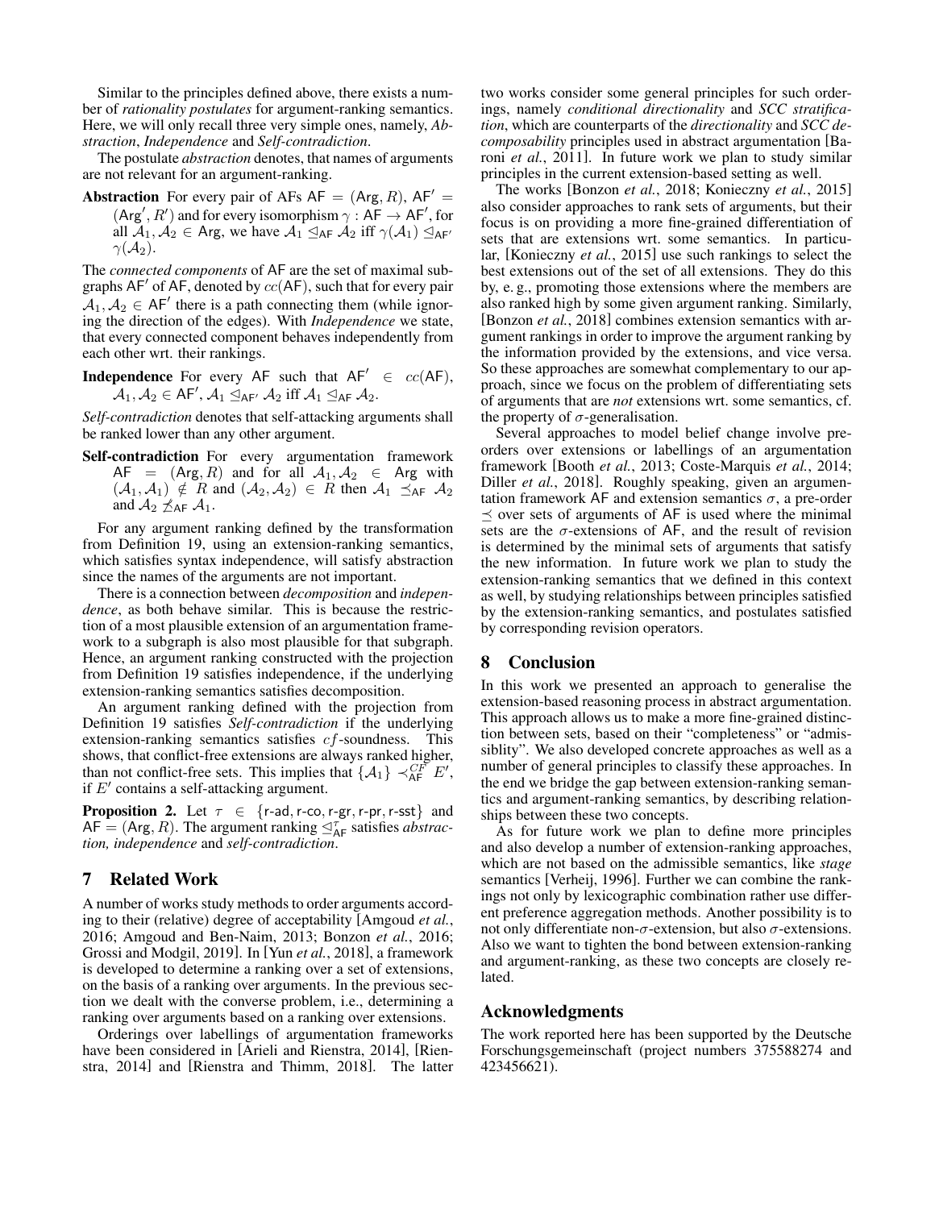Similar to the principles defined above, there exists a number of *rationality postulates* for argument-ranking semantics. Here, we will only recall three very simple ones, namely, *Abstraction*, *Independence* and *Self-contradiction*.

The postulate *abstraction* denotes, that names of arguments are not relevant for an argument-ranking.

**Abstraction** For every pair of AFs $\mathsf{AF} = (\mathsf{Arg}, R)$, $\mathsf{AF}' = (\mathsf{Arg}', R')$ and for every isomorphism $\gamma : \mathsf{AF} \to \mathsf{AF}'$, for all $\mathcal{A}_1, \mathcal{A}_2 \in \mathsf{Arg}$, we have $\mathcal{A}_1 \trianglelefteq_{\mathsf{AF}} \mathcal{A}_2$ iff $\gamma(\mathcal{A}_1) \trianglelefteq_{\mathsf{AF}'} \gamma(\mathcal{A}_2)$.

The *connected components* of AF are the set of maximal subgraphs $\mathsf{AF}'$ of AF, denoted by $cc(\mathsf{AF})$, such that for every pair $\mathcal{A}_1, \mathcal{A}_2 \in \mathsf{AF}'$ there is a path connecting them (while ignoring the direction of the edges). With *Independence* we state, that every connected component behaves independently from each other wrt. their rankings.

**Independence** For every AF such that $\mathsf{AF}' \in cc(\mathsf{AF})$, $\mathcal{A}_1, \mathcal{A}_2 \in \mathsf{AF}'$, $\mathcal{A}_1 \trianglelefteq_{\mathsf{AF}'} \mathcal{A}_2$ iff $\mathcal{A}_1 \trianglelefteq_{\mathsf{AF}} \mathcal{A}_2$.

*Self-contradiction* denotes that self-attacking arguments shall be ranked lower than any other argument.

**Self-contradiction** For every argumentation framework $\mathsf{AF} = (\mathsf{Arg}, R)$ and for all $\mathcal{A}_1, \mathcal{A}_2 \in \mathsf{Arg}$ with $(\mathcal{A}_1, \mathcal{A}_1) \notin R$ and $(\mathcal{A}_2, \mathcal{A}_2) \in R$ then $\mathcal{A}_1 \preceq_{\mathsf{AF}} \mathcal{A}_2$ and $\mathcal{A}_2 \not\preceq_{\mathsf{AF}} \mathcal{A}_1$.

For any argument ranking defined by the transformation from Definition 19, using an extension-ranking semantics, which satisfies syntax independence, will satisfy abstraction since the names of the arguments are not important.

There is a connection between *decomposition* and *independence*, as both behave similar. This is because the restriction of a most plausible extension of an argumentation framework to a subgraph is also most plausible for that subgraph. Hence, an argument ranking constructed with the projection from Definition 19 satisfies independence, if the underlying extension-ranking semantics satisfies decomposition.

An argument ranking defined with the projection from Definition 19 satisfies *Self-contradiction* if the underlying extension-ranking semantics satisfies $cf$-soundness. This shows, that conflict-free extensions are always ranked higher, than not conflict-free sets. This implies that $\{\mathcal{A}_1\} \prec^{CF}_{\mathsf{AF}} E'$, if $E'$ contains a self-attacking argument.

**Proposition 2.** Let $\tau \in \{\mathsf{r\text{-}ad}, \mathsf{r\text{-}co}, \mathsf{r\text{-}gr}, \mathsf{r\text{-}pr}, \mathsf{r\text{-}sst}\}$ and $\mathsf{AF} = (\mathsf{Arg}, R)$. The argument ranking $\trianglelefteq^{\tau}_{\mathsf{AF}}$ satisfies *abstraction, independence* and *self-contradiction*.

## 7 Related Work

A number of works study methods to order arguments according to their (relative) degree of acceptability [Amgoud *et al.*, 2016; Amgoud and Ben-Naim, 2013; Bonzon *et al.*, 2016; Grossi and Modgil, 2019]. In [Yun *et al.*, 2018], a framework is developed to determine a ranking over a set of extensions, on the basis of a ranking over arguments. In the previous section we dealt with the converse problem, i.e., determining a ranking over arguments based on a ranking over extensions.

Orderings over labellings of argumentation frameworks have been considered in [Arieli and Rienstra, 2014], [Rienstra, 2014] and [Rienstra and Thimm, 2018]. The latter two works consider some general principles for such orderings, namely *conditional directionality* and *SCC stratification*, which are counterparts of the *directionality* and *SCC decomposability* principles used in abstract argumentation [Baroni *et al.*, 2011]. In future work we plan to study similar principles in the current extension-based setting as well.

The works [Bonzon *et al.*, 2018; Konieczny *et al.*, 2015] also consider approaches to rank sets of arguments, but their focus is on providing a more fine-grained differentiation of sets that are extensions wrt. some semantics. In particular, [Konieczny *et al.*, 2015] use such rankings to select the best extensions out of the set of all extensions. They do this by, e. g., promoting those extensions where the members are also ranked high by some given argument ranking. Similarly, [Bonzon *et al.*, 2018] combines extension semantics with argument rankings in order to improve the argument ranking by the information provided by the extensions, and vice versa. So these approaches are somewhat complementary to our approach, since we focus on the problem of differentiating sets of arguments that are *not* extensions wrt. some semantics, cf. the property of $\sigma$-generalisation.

Several approaches to model belief change involve preorders over extensions or labellings of an argumentation framework [Booth *et al.*, 2013; Coste-Marquis *et al.*, 2014; Diller *et al.*, 2018]. Roughly speaking, given an argumentation framework AF and extension semantics $\sigma$, a pre-order $\preceq$ over sets of arguments of AF is used where the minimal sets are the $\sigma$-extensions of AF, and the result of revision is determined by the minimal sets of arguments that satisfy the new information. In future work we plan to study the extension-ranking semantics that we defined in this context as well, by studying relationships between principles satisfied by the extension-ranking semantics, and postulates satisfied by corresponding revision operators.

## 8 Conclusion

In this work we presented an approach to generalise the extension-based reasoning process in abstract argumentation. This approach allows us to make a more fine-grained distinction between sets, based on their "completeness" or "admissiblity". We also developed concrete approaches as well as a number of general principles to classify these approaches. In the end we bridge the gap between extension-ranking semantics and argument-ranking semantics, by describing relationships between these two concepts.

As for future work we plan to define more principles and also develop a number of extension-ranking approaches, which are not based on the admissible semantics, like *stage* semantics [Verheij, 1996]. Further we can combine the rankings not only by lexicographic combination rather use different preference aggregation methods. Another possibility is to not only differentiate non-$\sigma$-extension, but also $\sigma$-extensions. Also we want to tighten the bond between extension-ranking and argument-ranking, as these two concepts are closely related.

## Acknowledgments

The work reported here has been supported by the Deutsche Forschungsgemeinschaft (project numbers 375588274 and 423456621).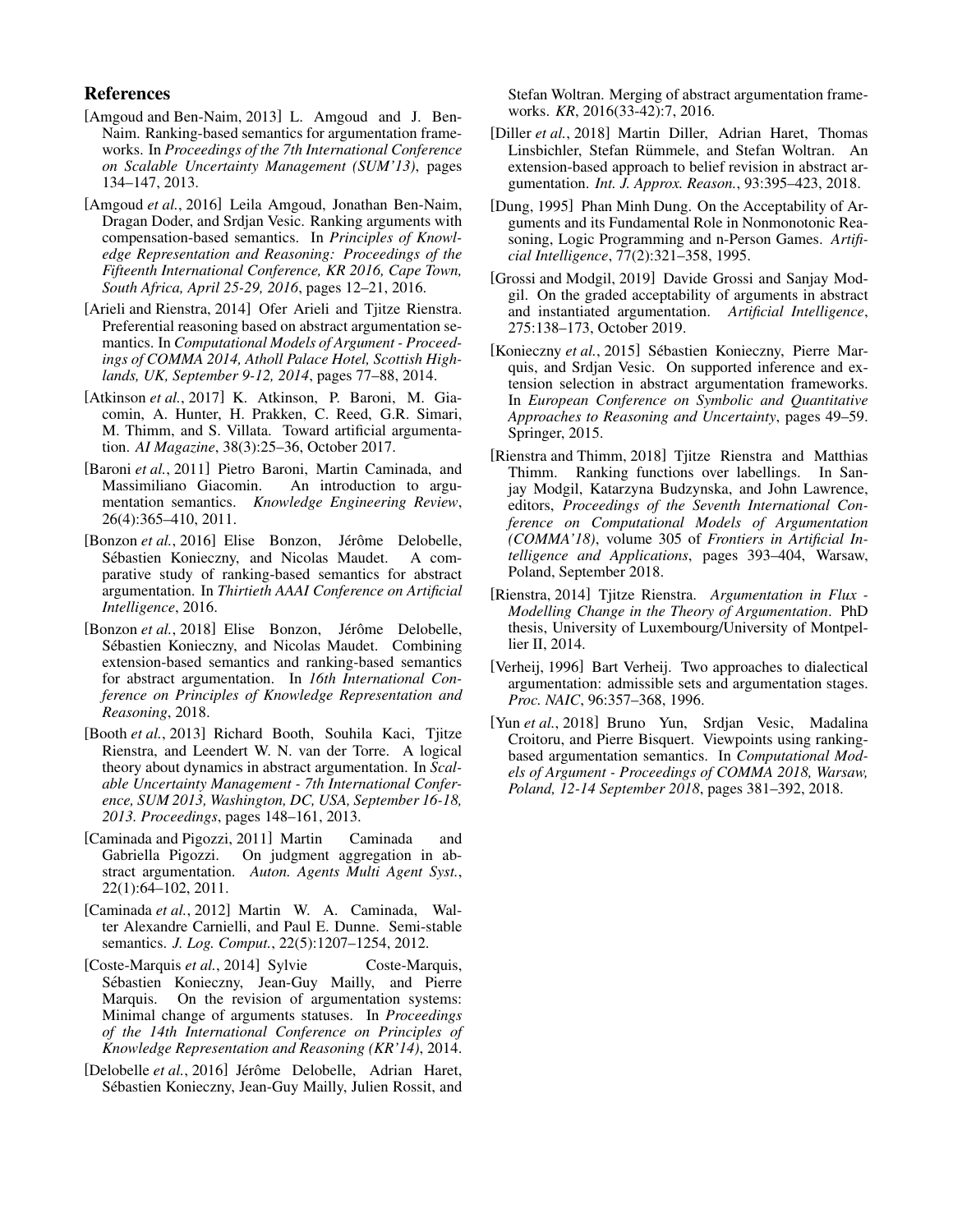## References

[Amgoud and Ben-Naim, 2013] L. Amgoud and J. Ben-Naim. Ranking-based semantics for argumentation frameworks. In *Proceedings of the 7th International Conference on Scalable Uncertainty Management (SUM'13)*, pages 134–147, 2013.

[Amgoud *et al.*, 2016] Leila Amgoud, Jonathan Ben-Naim, Dragan Doder, and Srdjan Vesic. Ranking arguments with compensation-based semantics. In *Principles of Knowledge Representation and Reasoning: Proceedings of the Fifteenth International Conference, KR 2016, Cape Town, South Africa, April 25-29, 2016*, pages 12–21, 2016.

[Arieli and Rienstra, 2014] Ofer Arieli and Tjitze Rienstra. Preferential reasoning based on abstract argumentation semantics. In *Computational Models of Argument - Proceedings of COMMA 2014, Atholl Palace Hotel, Scottish Highlands, UK, September 9-12, 2014*, pages 77–88, 2014.

[Atkinson *et al.*, 2017] K. Atkinson, P. Baroni, M. Giacomin, A. Hunter, H. Prakken, C. Reed, G.R. Simari, M. Thimm, and S. Villata. Toward artificial argumentation. *AI Magazine*, 38(3):25–36, October 2017.

[Baroni *et al.*, 2011] Pietro Baroni, Martin Caminada, and Massimiliano Giacomin. An introduction to argumentation semantics. *Knowledge Engineering Review*, 26(4):365–410, 2011.

[Bonzon *et al.*, 2016] Elise Bonzon, Jérôme Delobelle, Sébastien Konieczny, and Nicolas Maudet. A comparative study of ranking-based semantics for abstract argumentation. In *Thirtieth AAAI Conference on Artificial Intelligence*, 2016.

[Bonzon *et al.*, 2018] Elise Bonzon, Jérôme Delobelle, Sébastien Konieczny, and Nicolas Maudet. Combining extension-based semantics and ranking-based semantics for abstract argumentation. In *16th International Conference on Principles of Knowledge Representation and Reasoning*, 2018.

[Booth *et al.*, 2013] Richard Booth, Souhila Kaci, Tjitze Rienstra, and Leendert W. N. van der Torre. A logical theory about dynamics in abstract argumentation. In *Scalable Uncertainty Management - 7th International Conference, SUM 2013, Washington, DC, USA, September 16-18, 2013. Proceedings*, pages 148–161, 2013.

[Caminada and Pigozzi, 2011] Martin Caminada and Gabriella Pigozzi. On judgment aggregation in abstract argumentation. *Auton. Agents Multi Agent Syst.*, 22(1):64–102, 2011.

[Caminada *et al.*, 2012] Martin W. A. Caminada, Walter Alexandre Carnielli, and Paul E. Dunne. Semi-stable semantics. *J. Log. Comput.*, 22(5):1207–1254, 2012.

[Coste-Marquis *et al.*, 2014] Sylvie Coste-Marquis, Sébastien Konieczny, Jean-Guy Mailly, and Pierre Marquis. On the revision of argumentation systems: Minimal change of arguments statuses. In *Proceedings of the 14th International Conference on Principles of Knowledge Representation and Reasoning (KR'14)*, 2014.

[Delobelle *et al.*, 2016] Jérôme Delobelle, Adrian Haret, Sébastien Konieczny, Jean-Guy Mailly, Julien Rossit, and Stefan Woltran. Merging of abstract argumentation frameworks. *KR*, 2016(33-42):7, 2016.

[Diller *et al.*, 2018] Martin Diller, Adrian Haret, Thomas Linsbichler, Stefan Rümmele, and Stefan Woltran. An extension-based approach to belief revision in abstract argumentation. *Int. J. Approx. Reason.*, 93:395–423, 2018.

[Dung, 1995] Phan Minh Dung. On the Acceptability of Arguments and its Fundamental Role in Nonmonotonic Reasoning, Logic Programming and n-Person Games. *Artificial Intelligence*, 77(2):321–358, 1995.

[Grossi and Modgil, 2019] Davide Grossi and Sanjay Modgil. On the graded acceptability of arguments in abstract and instantiated argumentation. *Artificial Intelligence*, 275:138–173, October 2019.

[Konieczny *et al.*, 2015] Sébastien Konieczny, Pierre Marquis, and Srdjan Vesic. On supported inference and extension selection in abstract argumentation frameworks. In *European Conference on Symbolic and Quantitative Approaches to Reasoning and Uncertainty*, pages 49–59. Springer, 2015.

[Rienstra and Thimm, 2018] Tjitze Rienstra and Matthias Thimm. Ranking functions over labellings. In Sanjay Modgil, Katarzyna Budzynska, and John Lawrence, editors, *Proceedings of the Seventh International Conference on Computational Models of Argumentation (COMMA'18)*, volume 305 of *Frontiers in Artificial Intelligence and Applications*, pages 393–404, Warsaw, Poland, September 2018.

[Rienstra, 2014] Tjitze Rienstra. *Argumentation in Flux - Modelling Change in the Theory of Argumentation*. PhD thesis, University of Luxembourg/University of Montpellier II, 2014.

[Verheij, 1996] Bart Verheij. Two approaches to dialectical argumentation: admissible sets and argumentation stages. *Proc. NAIC*, 96:357–368, 1996.

[Yun *et al.*, 2018] Bruno Yun, Srdjan Vesic, Madalina Croitoru, and Pierre Bisquert. Viewpoints using ranking-based argumentation semantics. In *Computational Models of Argument - Proceedings of COMMA 2018, Warsaw, Poland, 12-14 September 2018*, pages 381–392, 2018.